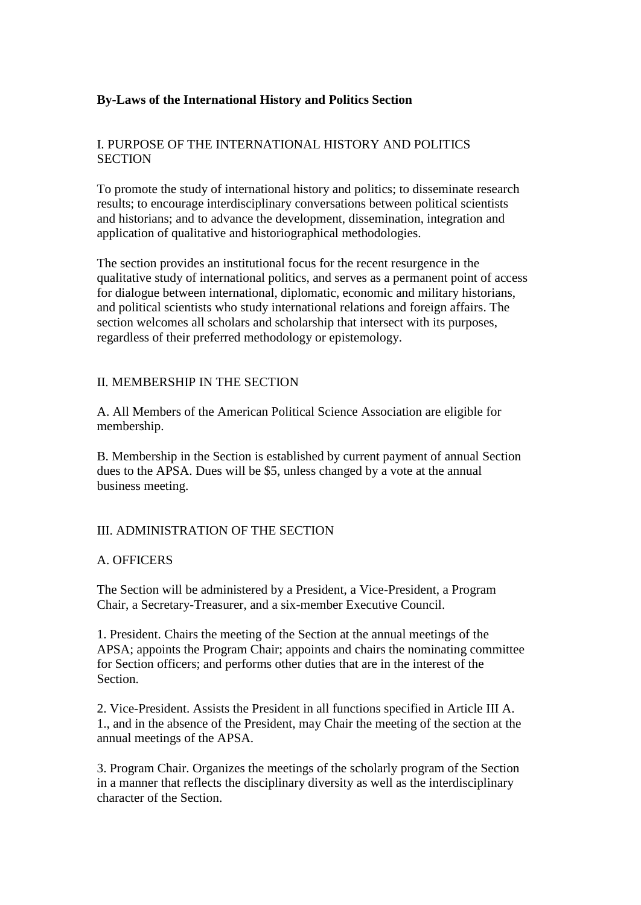**By-Laws of the International History and Politics Section**

I. PURPOSE OF THE INTERNATIONAL HISTORY AND POLITICS SECTION

To promote the study of international history and politics; to disseminate research results; to encourage interdisciplinary conversations between political scientists and historians; and to advance the development, dissemination, integration and application of qualitative and historiographical methodologies.

The section provides an institutional focus for the recent resurgence in the qualitative study of international politics, and serves as a permanent point of access for dialogue between international, diplomatic, economic and military historians, and political scientists who study international relations and foreign affairs. The section welcomes all scholars and scholarship that intersect with its purposes, regardless of their preferred methodology or epistemology.

II. MEMBERSHIP IN THE SECTION

A. All Members of the American Political Science Association are eligible for membership.

B. Membership in the Section is established by current payment of annual Section dues to the APSA. Dues will be $5, unless changed by a vote at the annual business meeting.

III. ADMINISTRATION OF THE SECTION

A. OFFICERS

The Section will be administered by a President, a Vice-President, a Program Chair, a Secretary-Treasurer, and a six-member Executive Council.

1. President. Chairs the meeting of the Section at the annual meetings of the APSA; appoints the Program Chair; appoints and chairs the nominating committee for Section officers; and performs other duties that are in the interest of the Section.

2. Vice-President. Assists the President in all functions specified in Article III A. 1., and in the absence of the President, may Chair the meeting of the section at the annual meetings of the APSA.

3. Program Chair. Organizes the meetings of the scholarly program of the Section in a manner that reflects the disciplinary diversity as well as the interdisciplinary character of the Section.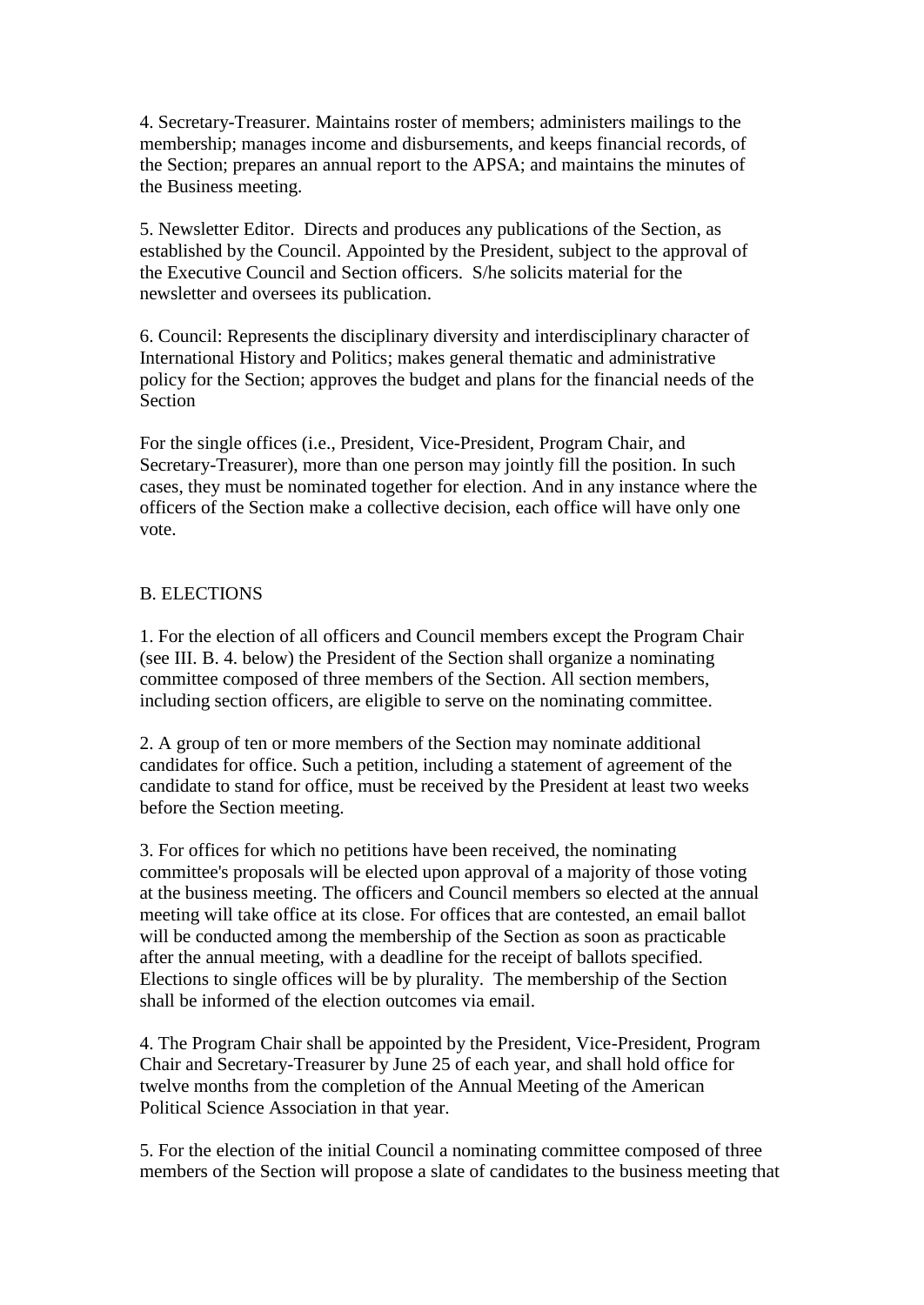4. Secretary-Treasurer. Maintains roster of members; administers mailings to the membership; manages income and disbursements, and keeps financial records, of the Section; prepares an annual report to the APSA; and maintains the minutes of the Business meeting.

5. Newsletter Editor. Directs and produces any publications of the Section, as established by the Council. Appointed by the President, subject to the approval of the Executive Council and Section officers. S/he solicits material for the newsletter and oversees its publication.

6. Council: Represents the disciplinary diversity and interdisciplinary character of International History and Politics; makes general thematic and administrative policy for the Section; approves the budget and plans for the financial needs of the Section

For the single offices (i.e., President, Vice-President, Program Chair, and Secretary-Treasurer), more than one person may jointly fill the position. In such cases, they must be nominated together for election. And in any instance where the officers of the Section make a collective decision, each office will have only one vote.

B. ELECTIONS

1. For the election of all officers and Council members except the Program Chair (see III. B. 4. below) the President of the Section shall organize a nominating committee composed of three members of the Section. All section members, including section officers, are eligible to serve on the nominating committee.

2. A group of ten or more members of the Section may nominate additional candidates for office. Such a petition, including a statement of agreement of the candidate to stand for office, must be received by the President at least two weeks before the Section meeting.

3. For offices for which no petitions have been received, the nominating committee's proposals will be elected upon approval of a majority of those voting at the business meeting. The officers and Council members so elected at the annual meeting will take office at its close. For offices that are contested, an email ballot will be conducted among the membership of the Section as soon as practicable after the annual meeting, with a deadline for the receipt of ballots specified. Elections to single offices will be by plurality. The membership of the Section shall be informed of the election outcomes via email.

4. The Program Chair shall be appointed by the President, Vice-President, Program Chair and Secretary-Treasurer by June 25 of each year, and shall hold office for twelve months from the completion of the Annual Meeting of the American Political Science Association in that year.

5. For the election of the initial Council a nominating committee composed of three members of the Section will propose a slate of candidates to the business meeting that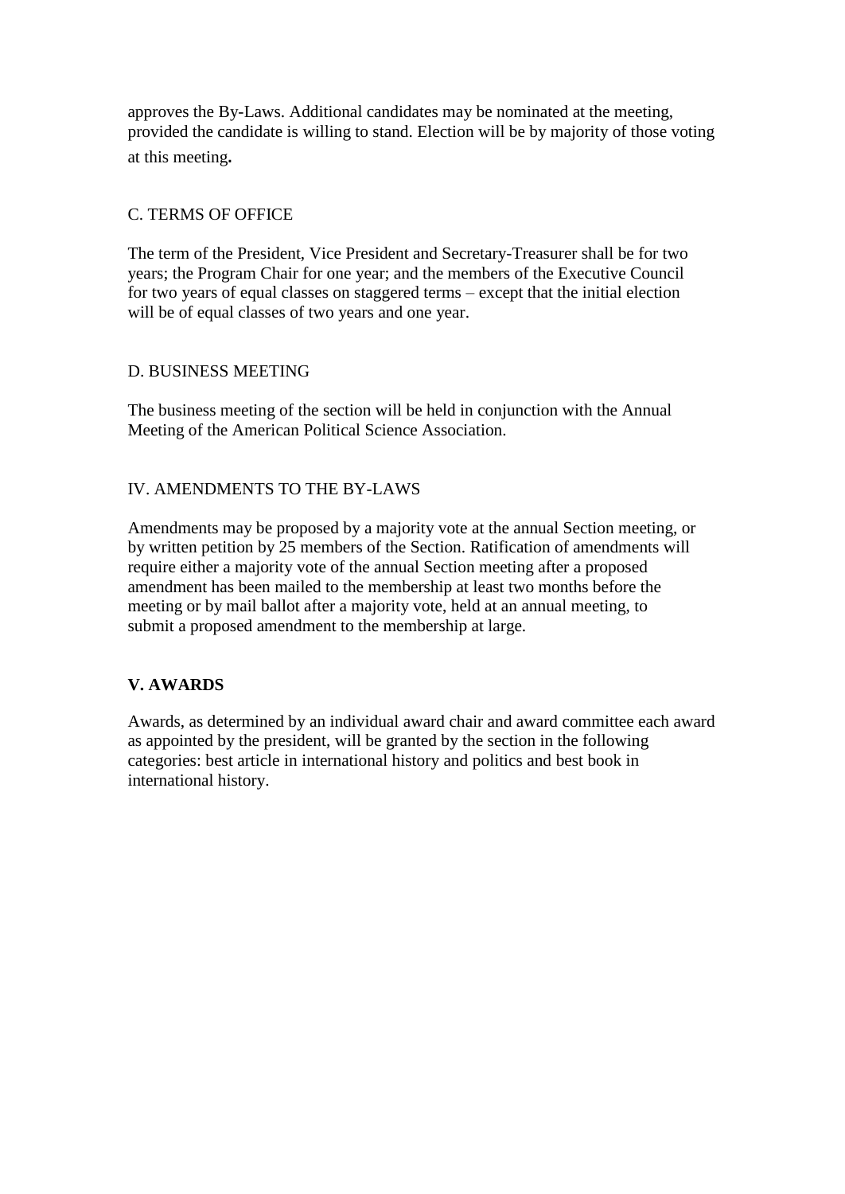approves the By-Laws. Additional candidates may be nominated at the meeting, provided the candidate is willing to stand. Election will be by majority of those voting at this meeting**.**

C. TERMS OF OFFICE

The term of the President, Vice President and Secretary-Treasurer shall be for two years; the Program Chair for one year; and the members of the Executive Council for two years of equal classes on staggered terms – except that the initial election will be of equal classes of two years and one year.

D. BUSINESS MEETING

The business meeting of the section will be held in conjunction with the Annual Meeting of the American Political Science Association.

IV. AMENDMENTS TO THE BY-LAWS

Amendments may be proposed by a majority vote at the annual Section meeting, or by written petition by 25 members of the Section. Ratification of amendments will require either a majority vote of the annual Section meeting after a proposed amendment has been mailed to the membership at least two months before the meeting or by mail ballot after a majority vote, held at an annual meeting, to submit a proposed amendment to the membership at large.

**V. AWARDS**

Awards, as determined by an individual award chair and award committee each award as appointed by the president, will be granted by the section in the following categories: best article in international history and politics and best book in international history.